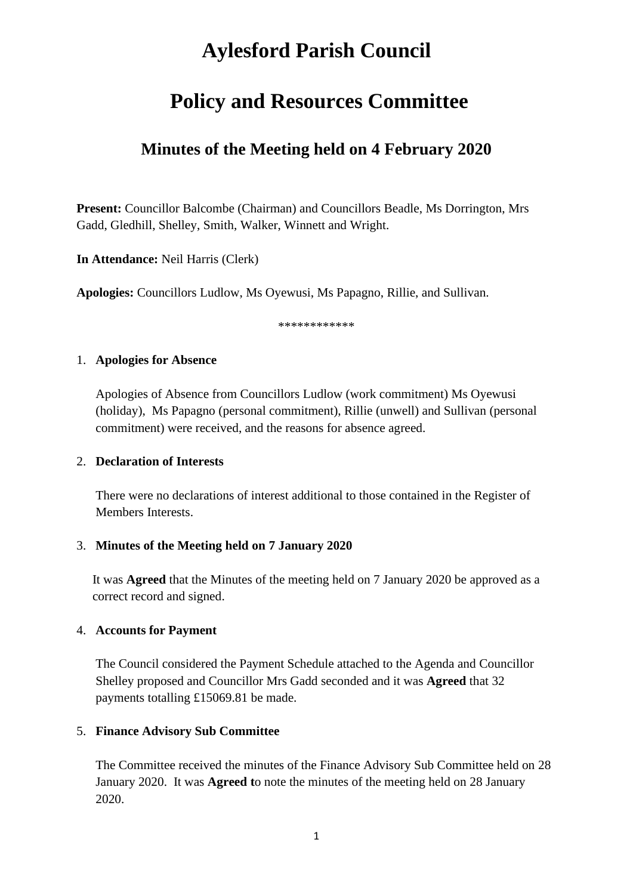# Aylesford Parish Council

# Policy and Resources Committee

## Minutes of the Meeting held on 4 February 2020

**Present:** Councillor Balcombe (Chairman) and Councillors Beadle, Ms Dorrington, Mrs Gadd, Gledhill, Shelley, Smith, Walker, Winnett and Wright.

**In Attendance:** Neil Harris (Clerk)

**Apologies:** Councillors Ludlow, Ms Oyewusi, Ms Papagno, Rillie, and Sullivan.

************

1. **Apologies for Absence**

   Apologies of Absence from Councillors Ludlow (work commitment) Ms Oyewusi (holiday), Ms Papagno (personal commitment), Rillie (unwell) and Sullivan (personal commitment) were received, and the reasons for absence agreed.

2. **Declaration of Interests**

   There were no declarations of interest additional to those contained in the Register of Members Interests.

3. **Minutes of the Meeting held on 7 January 2020**

   It was **Agreed** that the Minutes of the meeting held on 7 January 2020 be approved as a correct record and signed.

4. **Accounts for Payment**

   The Council considered the Payment Schedule attached to the Agenda and Councillor Shelley proposed and Councillor Mrs Gadd seconded and it was **Agreed** that 32 payments totalling £15069.81 be made.

5. **Finance Advisory Sub Committee**

   The Committee received the minutes of the Finance Advisory Sub Committee held on 28 January 2020. It was **Agreed t**o note the minutes of the meeting held on 28 January 2020.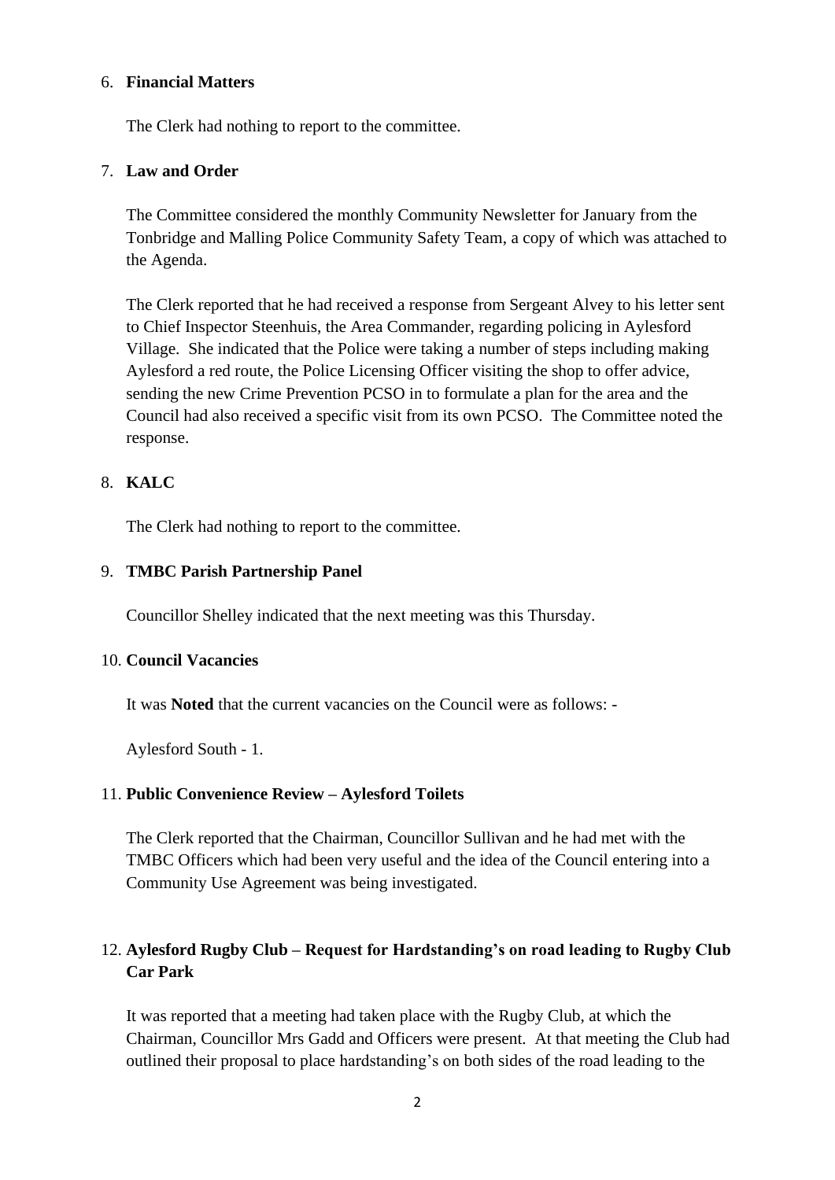6. **Financial Matters**

   The Clerk had nothing to report to the committee.

7. **Law and Order**

   The Committee considered the monthly Community Newsletter for January from the Tonbridge and Malling Police Community Safety Team, a copy of which was attached to the Agenda.

   The Clerk reported that he had received a response from Sergeant Alvey to his letter sent to Chief Inspector Steenhuis, the Area Commander, regarding policing in Aylesford Village. She indicated that the Police were taking a number of steps including making Aylesford a red route, the Police Licensing Officer visiting the shop to offer advice, sending the new Crime Prevention PCSO in to formulate a plan for the area and the Council had also received a specific visit from its own PCSO. The Committee noted the response.

8. **KALC**

   The Clerk had nothing to report to the committee.

9. **TMBC Parish Partnership Panel**

   Councillor Shelley indicated that the next meeting was this Thursday.

10. **Council Vacancies**

    It was **Noted** that the current vacancies on the Council were as follows: -

    Aylesford South - 1.

11. **Public Convenience Review – Aylesford Toilets**

    The Clerk reported that the Chairman, Councillor Sullivan and he had met with the TMBC Officers which had been very useful and the idea of the Council entering into a Community Use Agreement was being investigated.

12. **Aylesford Rugby Club – Request for Hardstanding's on road leading to Rugby Club Car Park**

    It was reported that a meeting had taken place with the Rugby Club, at which the Chairman, Councillor Mrs Gadd and Officers were present. At that meeting the Club had outlined their proposal to place hardstanding's on both sides of the road leading to the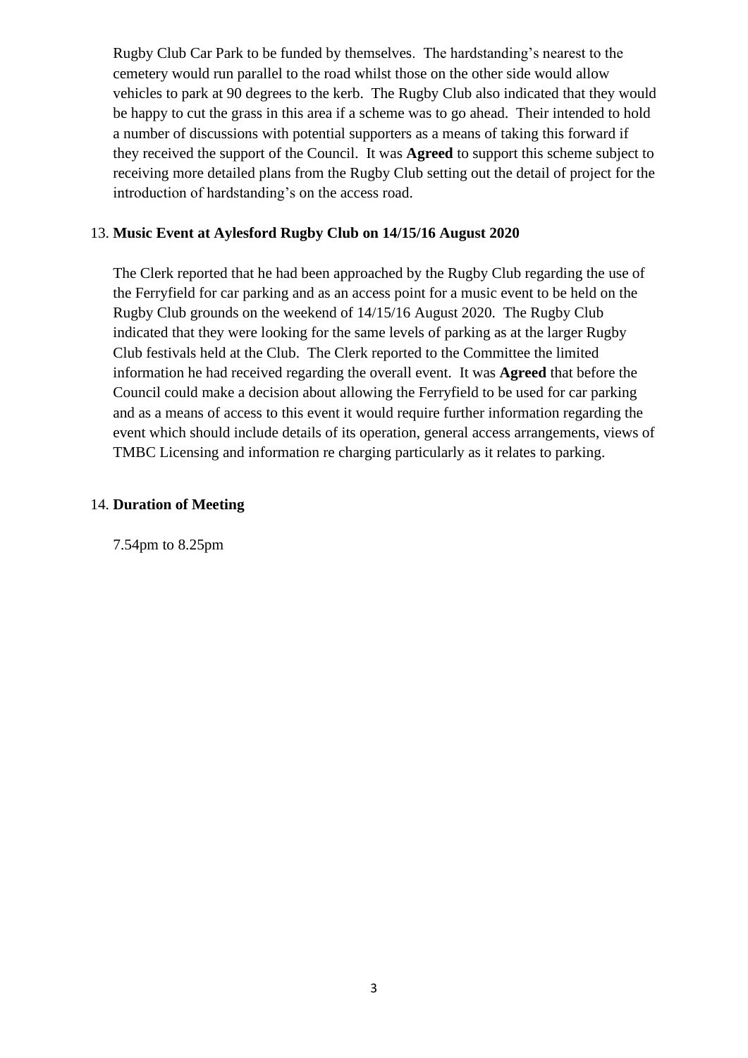Rugby Club Car Park to be funded by themselves. The hardstanding's nearest to the cemetery would run parallel to the road whilst those on the other side would allow vehicles to park at 90 degrees to the kerb. The Rugby Club also indicated that they would be happy to cut the grass in this area if a scheme was to go ahead. Their intended to hold a number of discussions with potential supporters as a means of taking this forward if they received the support of the Council. It was **Agreed** to support this scheme subject to receiving more detailed plans from the Rugby Club setting out the detail of project for the introduction of hardstanding's on the access road.

13. **Music Event at Aylesford Rugby Club on 14/15/16 August 2020**

    The Clerk reported that he had been approached by the Rugby Club regarding the use of the Ferryfield for car parking and as an access point for a music event to be held on the Rugby Club grounds on the weekend of 14/15/16 August 2020. The Rugby Club indicated that they were looking for the same levels of parking as at the larger Rugby Club festivals held at the Club. The Clerk reported to the Committee the limited information he had received regarding the overall event. It was **Agreed** that before the Council could make a decision about allowing the Ferryfield to be used for car parking and as a means of access to this event it would require further information regarding the event which should include details of its operation, general access arrangements, views of TMBC Licensing and information re charging particularly as it relates to parking.

14. **Duration of Meeting**

    7.54pm to 8.25pm